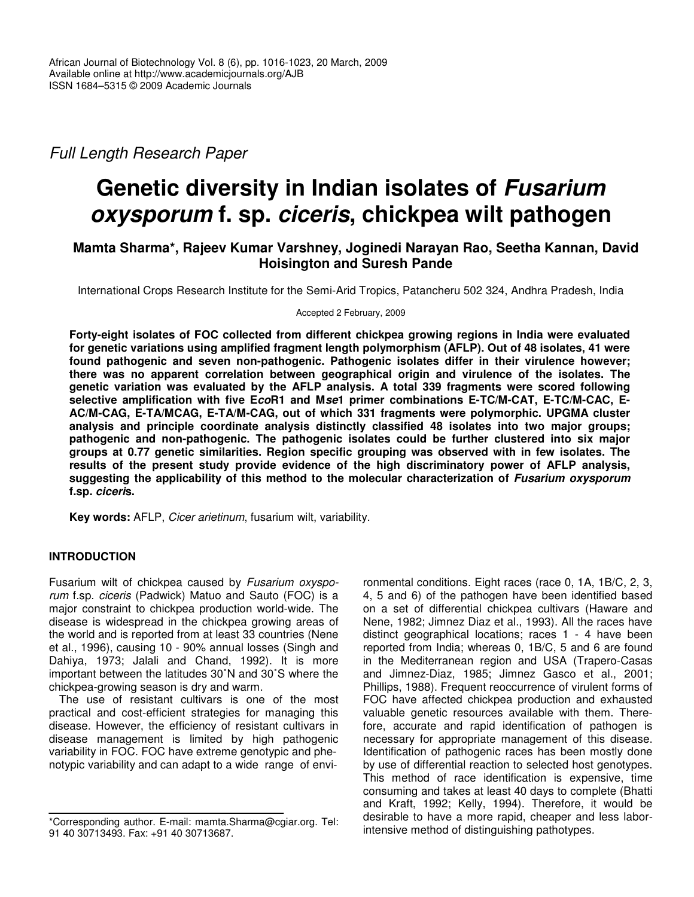*Full Length Research Paper*

# Genetic diversity in Indian isolates of *Fusarium oxysporum* f. sp. *ciceris*, chickpea wilt pathogen

**Mamta Sharma*, Rajeev Kumar Varshney, Joginedi Narayan Rao, Seetha Kannan, David Hoisington and Suresh Pande**

International Crops Research Institute for the Semi-Arid Tropics, Patancheru 502 324, Andhra Pradesh, India

Accepted 2 February, 2009

**Forty-eight isolates of FOC collected from different chickpea growing regions in India were evaluated for genetic variations using amplified fragment length polymorphism (AFLP). Out of 48 isolates, 41 were found pathogenic and seven non-pathogenic. Pathogenic isolates differ in their virulence however; there was no apparent correlation between geographical origin and virulence of the isolates. The genetic variation was evaluated by the AFLP analysis. A total 339 fragments were scored following selective amplification with five E*co*R1 and M*se*1 primer combinations E-TC/M-CAT, E-TC/M-CAC, E-AC/M-CAG, E-TA/MCAG, E-TA/M-CAG, out of which 331 fragments were polymorphic. UPGMA cluster analysis and principle coordinate analysis distinctly classified 48 isolates into two major groups; pathogenic and non-pathogenic. The pathogenic isolates could be further clustered into six major groups at 0.77 genetic similarities. Region specific grouping was observed with in few isolates. The results of the present study provide evidence of the high discriminatory power of AFLP analysis, suggesting the applicability of this method to the molecular characterization of *Fusarium oxysporum* f.sp. *ciceri*s.**

**Key words:** AFLP, *Cicer arietinum*, fusarium wilt, variability.

## INTRODUCTION

Fusarium wilt of chickpea caused by *Fusarium oxysporum* f.sp. *ciceris* (Padwick) Matuo and Sauto (FOC) is a major constraint to chickpea production world-wide. The disease is widespread in the chickpea growing areas of the world and is reported from at least 33 countries (Nene et al., 1996), causing 10 - 90% annual losses (Singh and Dahiya, 1973; Jalali and Chand, 1992). It is more important between the latitudes 30˚N and 30˚S where the chickpea-growing season is dry and warm.

The use of resistant cultivars is one of the most practical and cost-efficient strategies for managing this disease. However, the efficiency of resistant cultivars in disease management is limited by high pathogenic variability in FOC. FOC have extreme genotypic and phenotypic variability and can adapt to a wide range of environmental conditions. Eight races (race 0, 1A, 1B/C, 2, 3, 4, 5 and 6) of the pathogen have been identified based on a set of differential chickpea cultivars (Haware and Nene, 1982; Jimnez Diaz et al., 1993). All the races have distinct geographical locations; races 1 - 4 have been reported from India; whereas 0, 1B/C, 5 and 6 are found in the Mediterranean region and USA (Trapero-Casas and Jimnez-Diaz, 1985; Jimnez Gasco et al., 2001; Phillips, 1988). Frequent reoccurrence of virulent forms of FOC have affected chickpea production and exhausted valuable genetic resources available with them. Therefore, accurate and rapid identification of pathogen is necessary for appropriate management of this disease. Identification of pathogenic races has been mostly done by use of differential reaction to selected host genotypes. This method of race identification is expensive, time consuming and takes at least 40 days to complete (Bhatti and Kraft, 1992; Kelly, 1994). Therefore, it would be desirable to have a more rapid, cheaper and less labor-intensive method of distinguishing pathotypes.

*Corresponding author. E-mail: mamta.Sharma@cgiar.org. Tel: 91 40 30713493. Fax: +91 40 30713687.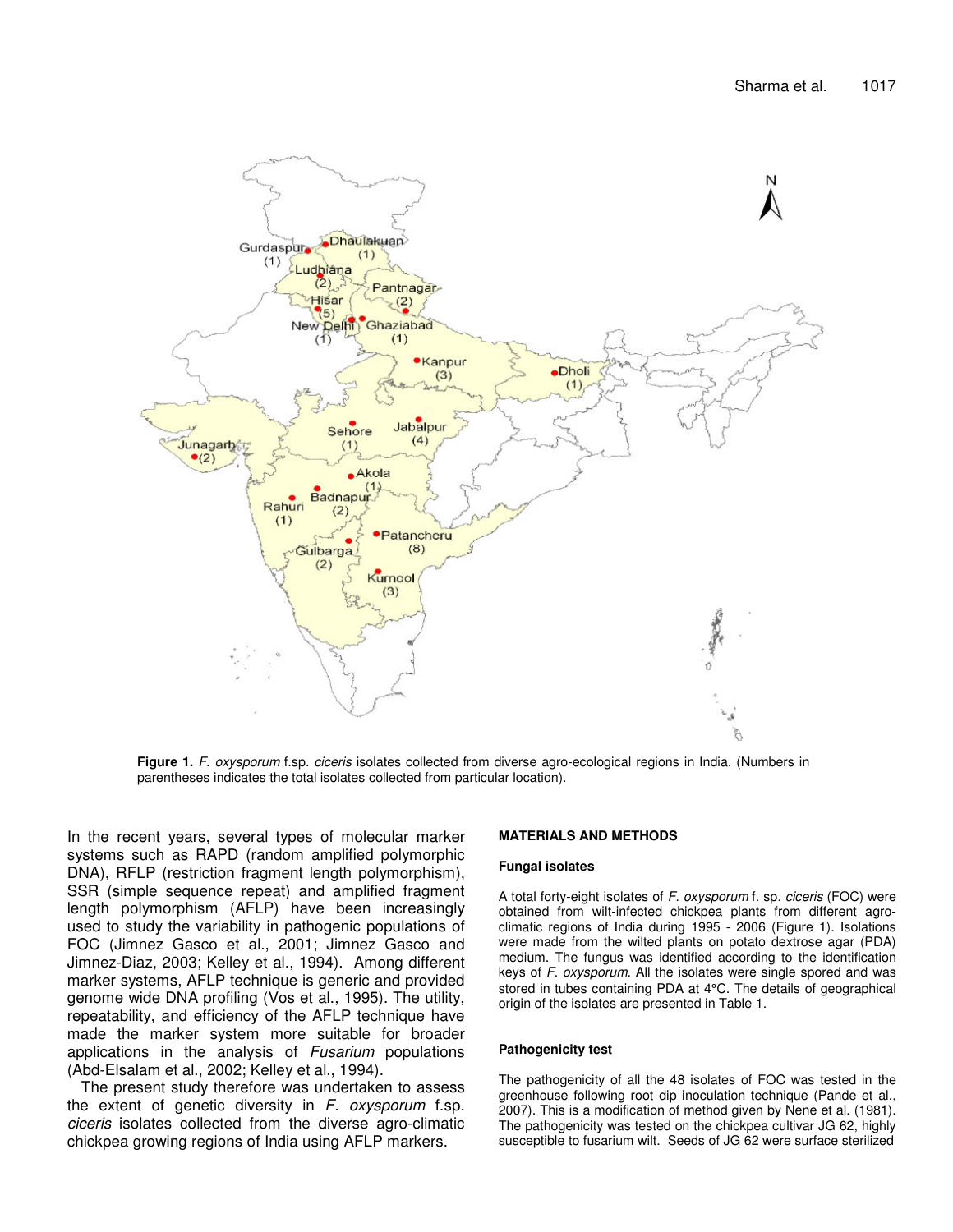Figure 1. *F. oxysporum* f.sp. *ciceris* isolates collected from diverse agro-ecological regions in India. (Numbers in parentheses indicates the total isolates collected from particular location).

In the recent years, several types of molecular marker systems such as RAPD (random amplified polymorphic DNA), RFLP (restriction fragment length polymorphism), SSR (simple sequence repeat) and amplified fragment length polymorphism (AFLP) have been increasingly used to study the variability in pathogenic populations of FOC (Jimnez Gasco et al., 2001; Jimnez Gasco and Jimnez-Diaz, 2003; Kelley et al., 1994). Among different marker systems, AFLP technique is generic and provided genome wide DNA profiling (Vos et al., 1995). The utility, repeatability, and efficiency of the AFLP technique have made the marker system more suitable for broader applications in the analysis of *Fusarium* populations (Abd-Elsalam et al., 2002; Kelley et al., 1994).

The present study therefore was undertaken to assess the extent of genetic diversity in *F. oxysporum* f.sp. *ciceris* isolates collected from the diverse agro-climatic chickpea growing regions of India using AFLP markers.

## MATERIALS AND METHODS

### Fungal isolates

A total forty-eight isolates of *F. oxysporum* f. sp. *ciceris* (FOC) were obtained from wilt-infected chickpea plants from different agro-climatic regions of India during 1995 - 2006 (Figure 1). Isolations were made from the wilted plants on potato dextrose agar (PDA) medium. The fungus was identified according to the identification keys of *F. oxysporum*. All the isolates were single spored and was stored in tubes containing PDA at 4°C. The details of geographical origin of the isolates are presented in Table 1.

### Pathogenicity test

The pathogenicity of all the 48 isolates of FOC was tested in the greenhouse following root dip inoculation technique (Pande et al., 2007). This is a modification of method given by Nene et al. (1981). The pathogenicity was tested on the chickpea cultivar JG 62, highly susceptible to fusarium wilt. Seeds of JG 62 were surface sterilized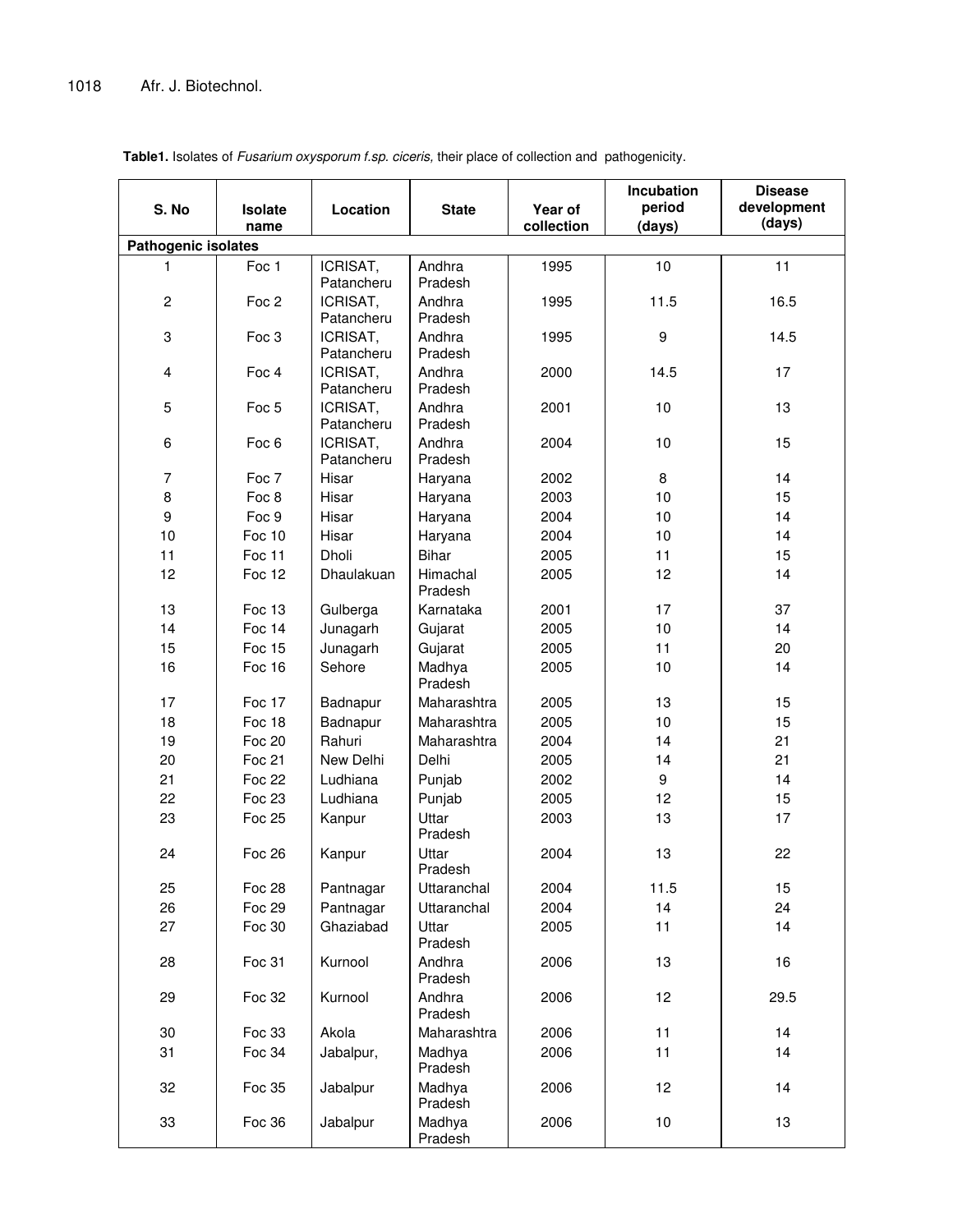**Table1.** Isolates of *Fusarium oxysporum f.sp. ciceris,* their place of collection and pathogenicity.

| S. No | Isolate name | Location | State | Year of collection | Incubation period (days) | Disease development (days) |
|---|---|---|---|---|---|---|
| **Pathogenic isolates** | | | | | | |
| 1 | Foc 1 | ICRISAT, Patancheru | Andhra Pradesh | 1995 | 10 | 11 |
| 2 | Foc 2 | ICRISAT, Patancheru | Andhra Pradesh | 1995 | 11.5 | 16.5 |
| 3 | Foc 3 | ICRISAT, Patancheru | Andhra Pradesh | 1995 | 9 | 14.5 |
| 4 | Foc 4 | ICRISAT, Patancheru | Andhra Pradesh | 2000 | 14.5 | 17 |
| 5 | Foc 5 | ICRISAT, Patancheru | Andhra Pradesh | 2001 | 10 | 13 |
| 6 | Foc 6 | ICRISAT, Patancheru | Andhra Pradesh | 2004 | 10 | 15 |
| 7 | Foc 7 | Hisar | Haryana | 2002 | 8 | 14 |
| 8 | Foc 8 | Hisar | Haryana | 2003 | 10 | 15 |
| 9 | Foc 9 | Hisar | Haryana | 2004 | 10 | 14 |
| 10 | Foc 10 | Hisar | Haryana | 2004 | 10 | 14 |
| 11 | Foc 11 | Dholi | Bihar | 2005 | 11 | 15 |
| 12 | Foc 12 | Dhaulakuan | Himachal Pradesh | 2005 | 12 | 14 |
| 13 | Foc 13 | Gulberga | Karnataka | 2001 | 17 | 37 |
| 14 | Foc 14 | Junagarh | Gujarat | 2005 | 10 | 14 |
| 15 | Foc 15 | Junagarh | Gujarat | 2005 | 11 | 20 |
| 16 | Foc 16 | Sehore | Madhya Pradesh | 2005 | 10 | 14 |
| 17 | Foc 17 | Badnapur | Maharashtra | 2005 | 13 | 15 |
| 18 | Foc 18 | Badnapur | Maharashtra | 2005 | 10 | 15 |
| 19 | Foc 20 | Rahuri | Maharashtra | 2004 | 14 | 21 |
| 20 | Foc 21 | New Delhi | Delhi | 2005 | 14 | 21 |
| 21 | Foc 22 | Ludhiana | Punjab | 2002 | 9 | 14 |
| 22 | Foc 23 | Ludhiana | Punjab | 2005 | 12 | 15 |
| 23 | Foc 25 | Kanpur | Uttar Pradesh | 2003 | 13 | 17 |
| 24 | Foc 26 | Kanpur | Uttar Pradesh | 2004 | 13 | 22 |
| 25 | Foc 28 | Pantnagar | Uttaranchal | 2004 | 11.5 | 15 |
| 26 | Foc 29 | Pantnagar | Uttaranchal | 2004 | 14 | 24 |
| 27 | Foc 30 | Ghaziabad | Uttar Pradesh | 2005 | 11 | 14 |
| 28 | Foc 31 | Kurnool | Andhra Pradesh | 2006 | 13 | 16 |
| 29 | Foc 32 | Kurnool | Andhra Pradesh | 2006 | 12 | 29.5 |
| 30 | Foc 33 | Akola | Maharashtra | 2006 | 11 | 14 |
| 31 | Foc 34 | Jabalpur, | Madhya Pradesh | 2006 | 11 | 14 |
| 32 | Foc 35 | Jabalpur | Madhya Pradesh | 2006 | 12 | 14 |
| 33 | Foc 36 | Jabalpur | Madhya Pradesh | 2006 | 10 | 13 |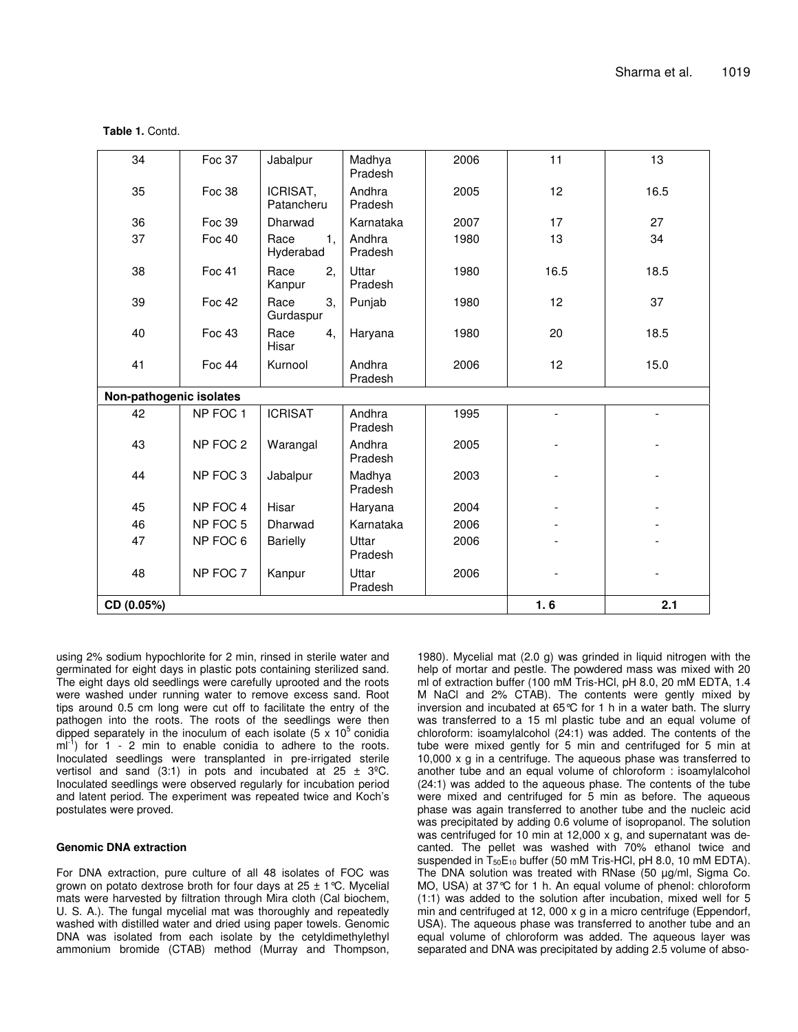**Table 1.** Contd.

| | | | | | | |
|---|---|---|---|---|---|---|
| 34 | Foc 37 | Jabalpur | Madhya Pradesh | 2006 | 11 | 13 |
| 35 | Foc 38 | ICRISAT, Patancheru | Andhra Pradesh | 2005 | 12 | 16.5 |
| 36 | Foc 39 | Dharwad | Karnataka | 2007 | 17 | 27 |
| 37 | Foc 40 | Race 1, Hyderabad | Andhra Pradesh | 1980 | 13 | 34 |
| 38 | Foc 41 | Race 2, Kanpur | Uttar Pradesh | 1980 | 16.5 | 18.5 |
| 39 | Foc 42 | Race 3, Gurdaspur | Punjab | 1980 | 12 | 37 |
| 40 | Foc 43 | Race 4, Hisar | Haryana | 1980 | 20 | 18.5 |
| 41 | Foc 44 | Kurnool | Andhra Pradesh | 2006 | 12 | 15.0 |
| **Non-pathogenic isolates** | | | | | | |
| 42 | NP FOC 1 | ICRISAT | Andhra Pradesh | 1995 | - | - |
| 43 | NP FOC 2 | Warangal | Andhra Pradesh | 2005 | - | - |
| 44 | NP FOC 3 | Jabalpur | Madhya Pradesh | 2003 | - | - |
| 45 | NP FOC 4 | Hisar | Haryana | 2004 | - | - |
| 46 | NP FOC 5 | Dharwad | Karnataka | 2006 | - | - |
| 47 | NP FOC 6 | Barielly | Uttar Pradesh | 2006 | - | - |
| 48 | NP FOC 7 | Kanpur | Uttar Pradesh | 2006 | - | - |
| **CD (0.05%)** | | | | | **1. 6** | **2.1** |

using 2% sodium hypochlorite for 2 min, rinsed in sterile water and germinated for eight days in plastic pots containing sterilized sand. The eight days old seedlings were carefully uprooted and the roots were washed under running water to remove excess sand. Root tips around 0.5 cm long were cut off to facilitate the entry of the pathogen into the roots. The roots of the seedlings were then dipped separately in the inoculum of each isolate ($5 \times 10^5$ conidia $ml^{-1}$) for 1 - 2 min to enable conidia to adhere to the roots. Inoculated seedlings were transplanted in pre-irrigated sterile vertisol and sand (3:1) in pots and incubated at 25 ± 3ºC. Inoculated seedlings were observed regularly for incubation period and latent period. The experiment was repeated twice and Koch's postulates were proved.

#### Genomic DNA extraction

For DNA extraction, pure culture of all 48 isolates of FOC was grown on potato dextrose broth for four days at 25 ± 1°C. Mycelial mats were harvested by filtration through Mira cloth (Cal biochem, U. S. A.). The fungal mycelial mat was thoroughly and repeatedly washed with distilled water and dried using paper towels. Genomic DNA was isolated from each isolate by the cetyldimethylethyl ammonium bromide (CTAB) method (Murray and Thompson, 1980). Mycelial mat (2.0 g) was grinded in liquid nitrogen with the help of mortar and pestle. The powdered mass was mixed with 20 ml of extraction buffer (100 mM Tris-HCl, pH 8.0, 20 mM EDTA, 1.4 M NaCl and 2% CTAB). The contents were gently mixed by inversion and incubated at 65°C for 1 h in a water bath. The slurry was transferred to a 15 ml plastic tube and an equal volume of chloroform: isoamylalcohol (24:1) was added. The contents of the tube were mixed gently for 5 min and centrifuged for 5 min at 10,000 x g in a centrifuge. The aqueous phase was transferred to another tube and an equal volume of chloroform : isoamylalcohol (24:1) was added to the aqueous phase. The contents of the tube were mixed and centrifuged for 5 min as before. The aqueous phase was again transferred to another tube and the nucleic acid was precipitated by adding 0.6 volume of isopropanol. The solution was centrifuged for 10 min at 12,000 x g, and supernatant was decanted. The pellet was washed with 70% ethanol twice and suspended in $T_{50}E_{10}$ buffer (50 mM Tris-HCl, pH 8.0, 10 mM EDTA). The DNA solution was treated with RNase (50 µg/ml, Sigma Co. MO, USA) at 37°C for 1 h. An equal volume of phenol: chloroform (1:1) was added to the solution after incubation, mixed well for 5 min and centrifuged at 12, 000 x g in a micro centrifuge (Eppendorf, USA). The aqueous phase was transferred to another tube and an equal volume of chloroform was added. The aqueous layer was separated and DNA was precipitated by adding 2.5 volume of abso-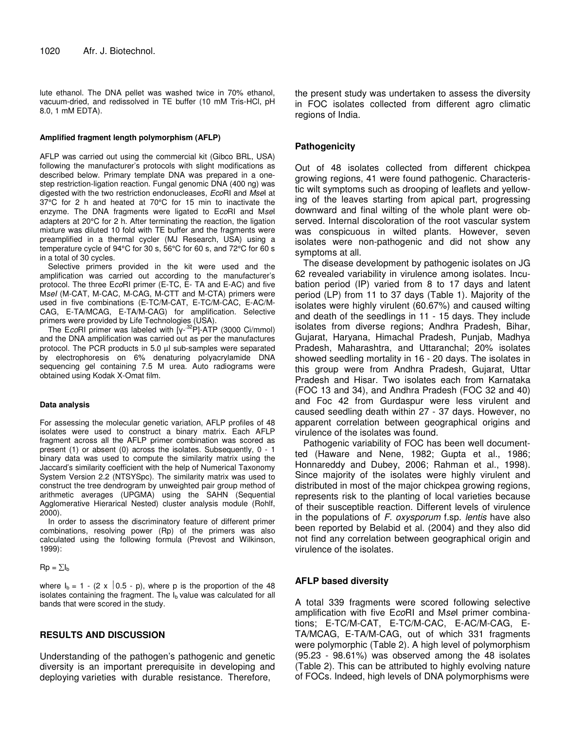lute ethanol. The DNA pellet was washed twice in 70% ethanol, vacuum-dried, and redissolved in TE buffer (10 mM Tris-HCl, pH 8.0, 1 mM EDTA).

#### Amplified fragment length polymorphism (AFLP)

AFLP was carried out using the commercial kit (Gibco BRL, USA) following the manufacturer's protocols with slight modifications as described below. Primary template DNA was prepared in a one-step restriction-ligation reaction. Fungal genomic DNA (400 ng) was digested with the two restriction endonucleases, *Eco*RI and *Mse*I at 37°C for 2 h and heated at 70°C for 15 min to inactivate the enzyme. The DNA fragments were ligated to E*co*RI and M*se*I adapters at 20°C for 2 h. After terminating the reaction, the ligation mixture was diluted 10 fold with TE buffer and the fragments were preamplified in a thermal cycler (MJ Research, USA) using a temperature cycle of 94°C for 30 s, 56°C for 60 s, and 72°C for 60 s in a total of 30 cycles.

Selective primers provided in the kit were used and the amplification was carried out according to the manufacturer's protocol. The three E*co*RI primer (E-TC, E- TA and E-AC) and five M*seI* (M-CAT, M-CAC, M-CAG, M-CTT and M-CTA) primers were used in five combinations (E-TC/M-CAT, E-TC/M-CAC, E-AC/M-CAG, E-TA/MCAG, E-TA/M-CAG) for amplification. Selective primers were provided by Life Technologies (USA).

The E*co*RI primer was labeled with [γ-$^{32}$P]-ATP (3000 Ci/mmol) and the DNA amplification was carried out as per the manufactures protocol. The PCR products in 5.0 µl sub-samples were separated by electrophoresis on 6% denaturing polyacrylamide DNA sequencing gel containing 7.5 M urea. Auto radiograms were obtained using Kodak X-Omat film.

#### Data analysis

For assessing the molecular genetic variation, AFLP profiles of 48 isolates were used to construct a binary matrix. Each AFLP fragment across all the AFLP primer combination was scored as present (1) or absent (0) across the isolates. Subsequently, 0 - 1 binary data was used to compute the similarity matrix using the Jaccard's similarity coefficient with the help of Numerical Taxonomy System Version 2.2 (NTSYSpc). The similarity matrix was used to construct the tree dendrogram by unweighted pair group method of arithmetic averages (UPGMA) using the SAHN (Sequential Agglomerative Hierarical Nested) cluster analysis module (Rohlf, 2000).

In order to assess the discriminatory feature of different primer combinations, resolving power (Rp) of the primers was also calculated using the following formula (Prevost and Wilkinson, 1999):

$$Rp = \sum I_b$$

where $I_b = 1 - (2 \times |0.5 - p)$, where p is the proportion of the 48 isolates containing the fragment. The $I_b$ value was calculated for all bands that were scored in the study.

## RESULTS AND DISCUSSION

Understanding of the pathogen's pathogenic and genetic diversity is an important prerequisite in developing and deploying varieties with durable resistance. Therefore, the present study was undertaken to assess the diversity in FOC isolates collected from different agro climatic regions of India.

### Pathogenicity

Out of 48 isolates collected from different chickpea growing regions, 41 were found pathogenic. Characteristic wilt symptoms such as drooping of leaflets and yellowing of the leaves starting from apical part, progressing downward and final wilting of the whole plant were observed. Internal discoloration of the root vascular system was conspicuous in wilted plants. However, seven isolates were non-pathogenic and did not show any symptoms at all.

The disease development by pathogenic isolates on JG 62 revealed variability in virulence among isolates. Incubation period (IP) varied from 8 to 17 days and latent period (LP) from 11 to 37 days (Table 1). Majority of the isolates were highly virulent (60.67%) and caused wilting and death of the seedlings in 11 - 15 days. They include isolates from diverse regions; Andhra Pradesh, Bihar, Gujarat, Haryana, Himachal Pradesh, Punjab, Madhya Pradesh, Maharashtra, and Uttaranchal; 20% isolates showed seedling mortality in 16 - 20 days. The isolates in this group were from Andhra Pradesh, Gujarat, Uttar Pradesh and Hisar. Two isolates each from Karnataka (FOC 13 and 34), and Andhra Pradesh (FOC 32 and 40) and Foc 42 from Gurdaspur were less virulent and caused seedling death within 27 - 37 days. However, no apparent correlation between geographical origins and virulence of the isolates was found.

Pathogenic variability of FOC has been well documentted (Haware and Nene, 1982; Gupta et al., 1986; Honnareddy and Dubey, 2006; Rahman et al., 1998). Since majority of the isolates were highly virulent and distributed in most of the major chickpea growing regions, represents risk to the planting of local varieties because of their susceptible reaction. Different levels of virulence in the populations of *F. oxysporum* f.sp. *lentis* have also been reported by Belabid et al. (2004) and they also did not find any correlation between geographical origin and virulence of the isolates.

### AFLP based diversity

A total 339 fragments were scored following selective amplification with five E*co*RI and M*se*I primer combinations; E-TC/M-CAT, E-TC/M-CAC, E-AC/M-CAG, E-TA/MCAG, E-TA/M-CAG, out of which 331 fragments were polymorphic (Table 2). A high level of polymorphism (95.23 - 98.61%) was observed among the 48 isolates (Table 2). This can be attributed to highly evolving nature of FOCs. Indeed, high levels of DNA polymorphisms were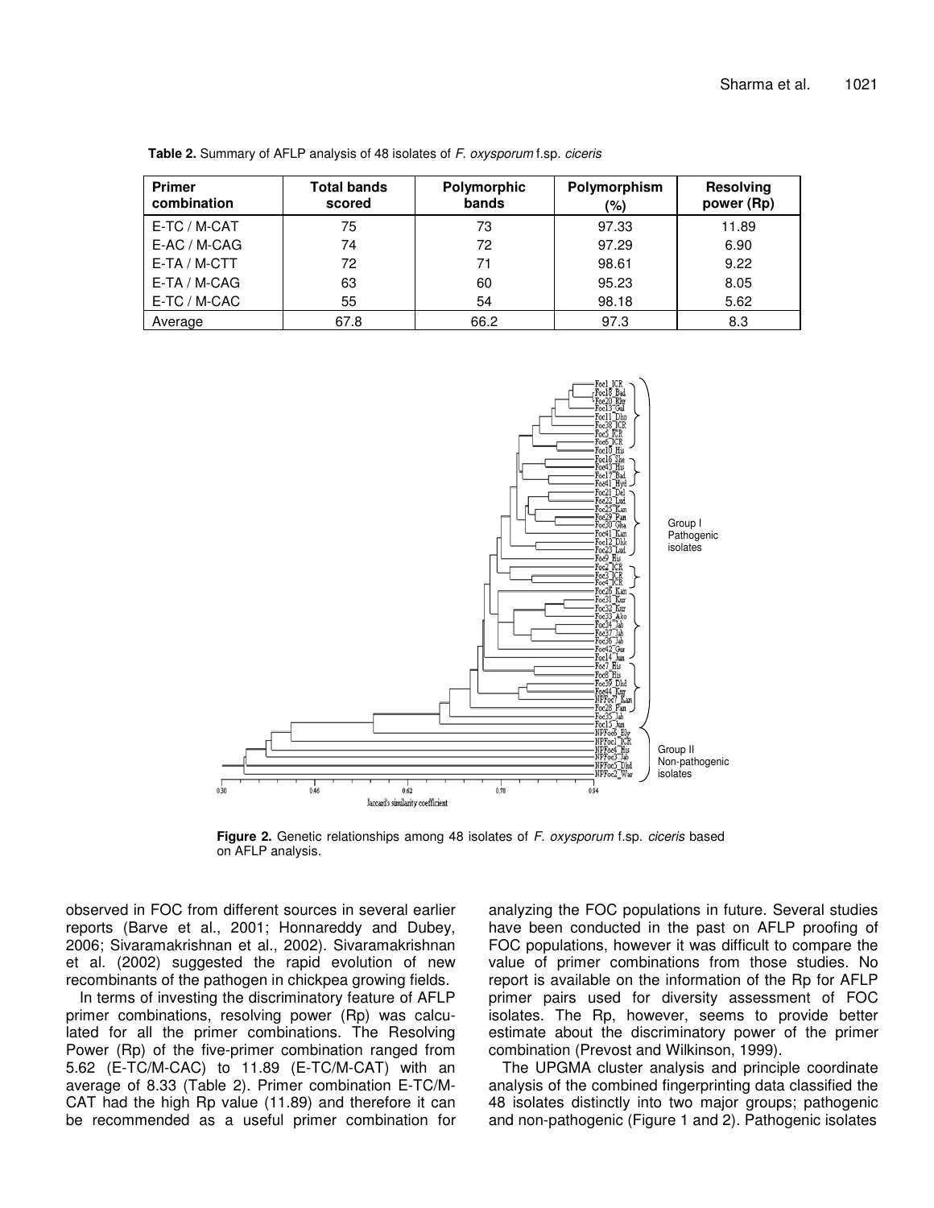**Table 2.** Summary of AFLP analysis of 48 isolates of *F. oxysporum* f.sp. *ciceris*

| Primer combination | Total bands scored | Polymorphic bands | Polymorphism (%) | Resolving power (Rp) |
|---|---|---|---|---|
| E-TC / M-CAT | 75 | 73 | 97.33 | 11.89 |
| E-AC / M-CAG | 74 | 72 | 97.29 | 6.90 |
| E-TA / M-CTT | 72 | 71 | 98.61 | 9.22 |
| E-TA / M-CAG | 63 | 60 | 95.23 | 8.05 |
| E-TC / M-CAC | 55 | 54 | 98.18 | 5.62 |
| Average | 67.8 | 66.2 | 97.3 | 8.3 |

**Figure 2.** Genetic relationships among 48 isolates of *F. oxysporum* f.sp. *ciceris* based on AFLP analysis.

observed in FOC from different sources in several earlier reports (Barve et al., 2001; Honnareddy and Dubey, 2006; Sivaramakrishnan et al., 2002). Sivaramakrishnan et al. (2002) suggested the rapid evolution of new recombinants of the pathogen in chickpea growing fields.

In terms of investing the discriminatory feature of AFLP primer combinations, resolving power (Rp) was calculated for all the primer combinations. The Resolving Power (Rp) of the five-primer combination ranged from 5.62 (E-TC/M-CAC) to 11.89 (E-TC/M-CAT) with an average of 8.33 (Table 2). Primer combination E-TC/M-CAT had the high Rp value (11.89) and therefore it can be recommended as a useful primer combination for analyzing the FOC populations in future. Several studies have been conducted in the past on AFLP proofing of FOC populations, however it was difficult to compare the value of primer combinations from those studies. No report is available on the information of the Rp for AFLP primer pairs used for diversity assessment of FOC isolates. The Rp, however, seems to provide better estimate about the discriminatory power of the primer combination (Prevost and Wilkinson, 1999).

The UPGMA cluster analysis and principle coordinate analysis of the combined fingerprinting data classified the 48 isolates distinctly into two major groups; pathogenic and non-pathogenic (Figure 1 and 2). Pathogenic isolates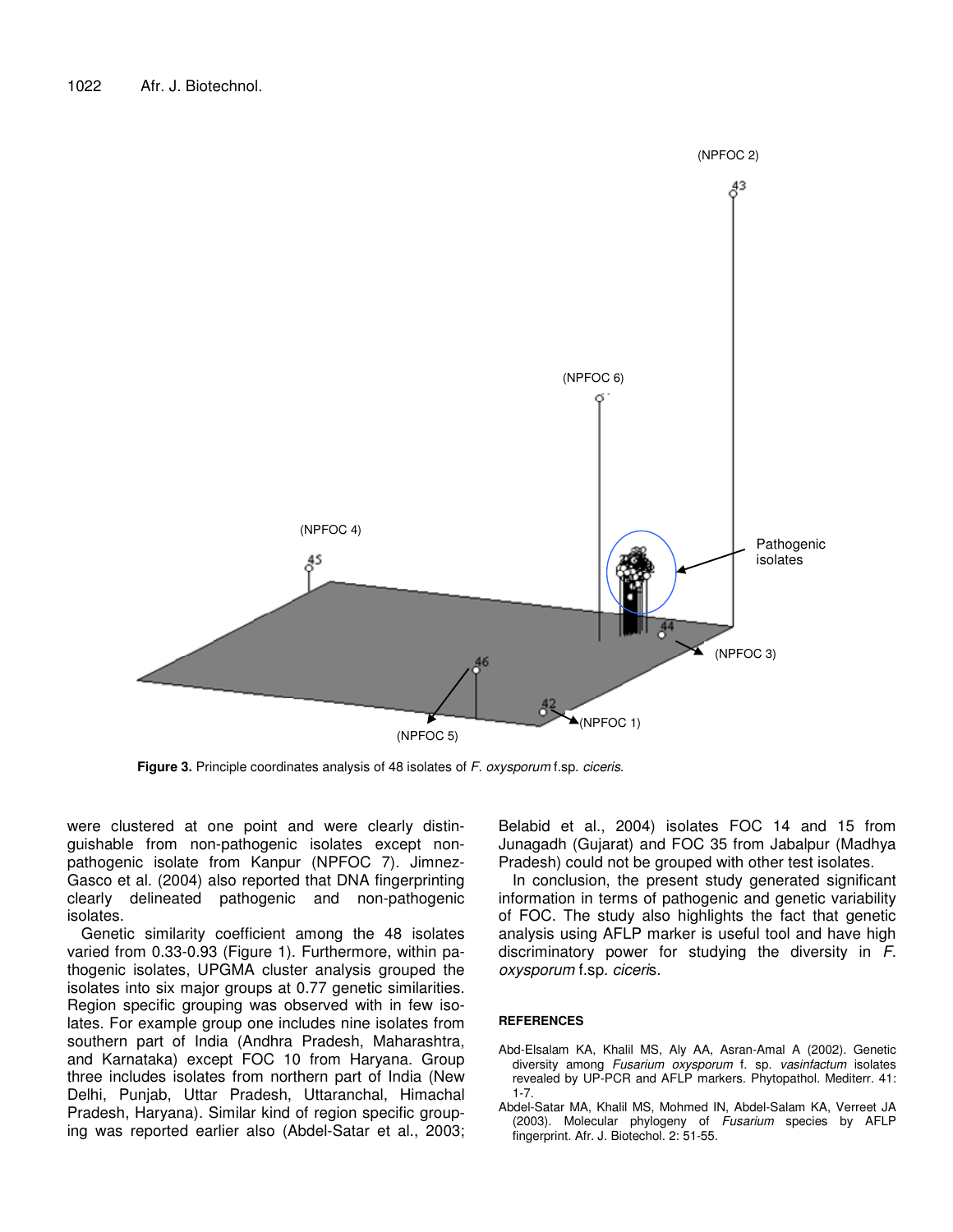Figure 3. Principle coordinates analysis of 48 isolates of *F. oxysporum* f.sp. *ciceris*.

were clustered at one point and were clearly distinguishable from non-pathogenic isolates except non-pathogenic isolate from Kanpur (NPFOC 7). Jimnez-Gasco et al. (2004) also reported that DNA fingerprinting clearly delineated pathogenic and non-pathogenic isolates.

Genetic similarity coefficient among the 48 isolates varied from 0.33-0.93 (Figure 1). Furthermore, within pathogenic isolates, UPGMA cluster analysis grouped the isolates into six major groups at 0.77 genetic similarities. Region specific grouping was observed with in few isolates. For example group one includes nine isolates from southern part of India (Andhra Pradesh, Maharashtra, and Karnataka) except FOC 10 from Haryana. Group three includes isolates from northern part of India (New Delhi, Punjab, Uttar Pradesh, Uttaranchal, Himachal Pradesh, Haryana). Similar kind of region specific grouping was reported earlier also (Abdel-Satar et al., 2003; Belabid et al., 2004) isolates FOC 14 and 15 from Junagadh (Gujarat) and FOC 35 from Jabalpur (Madhya Pradesh) could not be grouped with other test isolates.

In conclusion, the present study generated significant information in terms of pathogenic and genetic variability of FOC. The study also highlights the fact that genetic analysis using AFLP marker is useful tool and have high discriminatory power for studying the diversity in *F. oxysporum* f.sp. *ciceri*s.

## REFERENCES

Abd-Elsalam KA, Khalil MS, Aly AA, Asran-Amal A (2002). Genetic diversity among *Fusarium oxysporum* f. sp. *vasinfactum* isolates revealed by UP-PCR and AFLP markers. Phytopathol. Mediterr. 41: 1-7.

Abdel-Satar MA, Khalil MS, Mohmed IN, Abdel-Salam KA, Verreet JA (2003). Molecular phylogeny of *Fusarium* species by AFLP fingerprint. Afr. J. Biotechol. 2: 51-55.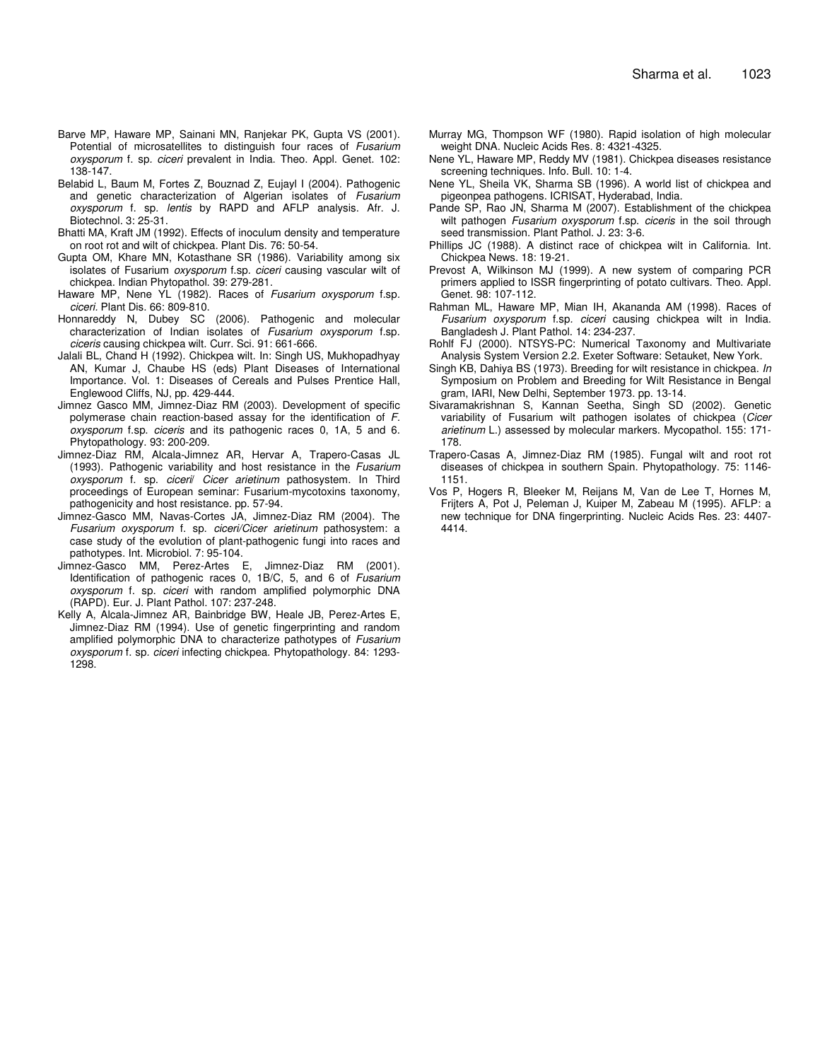Barve MP, Haware MP, Sainani MN, Ranjekar PK, Gupta VS (2001). Potential of microsatellites to distinguish four races of *Fusarium oxysporum* f. sp. *ciceri* prevalent in India. Theo. Appl. Genet. 102: 138-147.

Belabid L, Baum M, Fortes Z, Bouznad Z, Eujayl I (2004). Pathogenic and genetic characterization of Algerian isolates of *Fusarium oxysporum* f. sp. *lentis* by RAPD and AFLP analysis. Afr. J. Biotechnol. 3: 25-31.

Bhatti MA, Kraft JM (1992). Effects of inoculum density and temperature on root rot and wilt of chickpea. Plant Dis. 76: 50-54.

Gupta OM, Khare MN, Kotasthane SR (1986). Variability among six isolates of Fusarium *oxysporum* f.sp. *ciceri* causing vascular wilt of chickpea. Indian Phytopathol. 39: 279-281.

Haware MP, Nene YL (1982). Races of *Fusarium oxysporum* f.sp. *ciceri*. Plant Dis. 66: 809-810.

Honnareddy N, Dubey SC (2006). Pathogenic and molecular characterization of Indian isolates of *Fusarium oxysporum* f.sp. *ciceris* causing chickpea wilt. Curr. Sci. 91: 661-666.

Jalali BL, Chand H (1992). Chickpea wilt. In: Singh US, Mukhopadhyay AN, Kumar J, Chaube HS (eds) Plant Diseases of International Importance. Vol. 1: Diseases of Cereals and Pulses Prentice Hall, Englewood Cliffs, NJ, pp. 429-444.

Jimnez Gasco MM, Jimnez-Diaz RM (2003). Development of specific polymerase chain reaction-based assay for the identification of *F. oxysporum* f.sp. *ciceris* and its pathogenic races 0, 1A, 5 and 6. Phytopathology. 93: 200-209.

Jimnez-Diaz RM, Alcala-Jimnez AR, Hervar A, Trapero-Casas JL (1993). Pathogenic variability and host resistance in the *Fusarium oxysporum* f. sp. *ciceri/ Cicer arietinum* pathosystem. In Third proceedings of European seminar: Fusarium-mycotoxins taxonomy, pathogenicity and host resistance. pp. 57-94.

Jimnez-Gasco MM, Navas-Cortes JA, Jimnez-Diaz RM (2004). The *Fusarium oxysporum* f. sp. *ciceri/Cicer arietinum* pathosystem: a case study of the evolution of plant-pathogenic fungi into races and pathotypes. Int. Microbiol. 7: 95-104.

Jimnez-Gasco MM, Perez-Artes E, Jimnez-Diaz RM (2001). Identification of pathogenic races 0, 1B/C, 5, and 6 of *Fusarium oxysporum* f. sp. *ciceri* with random amplified polymorphic DNA (RAPD). Eur. J. Plant Pathol. 107: 237-248.

Kelly A, Alcala-Jimnez AR, Bainbridge BW, Heale JB, Perez-Artes E, Jimnez-Diaz RM (1994). Use of genetic fingerprinting and random amplified polymorphic DNA to characterize pathotypes of *Fusarium oxysporum* f. sp. *ciceri* infecting chickpea. Phytopathology. 84: 1293-1298.

Murray MG, Thompson WF (1980). Rapid isolation of high molecular weight DNA. Nucleic Acids Res. 8: 4321-4325.

Nene YL, Haware MP, Reddy MV (1981). Chickpea diseases resistance screening techniques. Info. Bull. 10: 1-4.

Nene YL, Sheila VK, Sharma SB (1996). A world list of chickpea and pigeonpea pathogens. ICRISAT, Hyderabad, India.

Pande SP, Rao JN, Sharma M (2007). Establishment of the chickpea wilt pathogen *Fusarium oxysporum* f.sp. *ciceris* in the soil through seed transmission. Plant Pathol. J. 23: 3-6.

Phillips JC (1988). A distinct race of chickpea wilt in California. Int. Chickpea News. 18: 19-21.

Prevost A, Wilkinson MJ (1999). A new system of comparing PCR primers applied to ISSR fingerprinting of potato cultivars. Theo. Appl. Genet. 98: 107-112.

Rahman ML, Haware MP, Mian IH, Akananda AM (1998). Races of *Fusarium oxysporum* f.sp. *ciceri* causing chickpea wilt in India. Bangladesh J. Plant Pathol. 14: 234-237.

Rohlf FJ (2000). NTSYS-PC: Numerical Taxonomy and Multivariate Analysis System Version 2.2. Exeter Software: Setauket, New York.

Singh KB, Dahiya BS (1973). Breeding for wilt resistance in chickpea. *In* Symposium on Problem and Breeding for Wilt Resistance in Bengal gram, IARI, New Delhi, September 1973. pp. 13-14.

Sivaramakrishnan S, Kannan Seetha, Singh SD (2002). Genetic variability of Fusarium wilt pathogen isolates of chickpea (*Cicer arietinum* L.) assessed by molecular markers. Mycopathol. 155: 171-178.

Trapero-Casas A, Jimnez-Diaz RM (1985). Fungal wilt and root rot diseases of chickpea in southern Spain. Phytopathology. 75: 1146-1151.

Vos P, Hogers R, Bleeker M, Reijans M, Van de Lee T, Hornes M, Frijters A, Pot J, Peleman J, Kuiper M, Zabeau M (1995). AFLP: a new technique for DNA fingerprinting. Nucleic Acids Res. 23: 4407-4414.